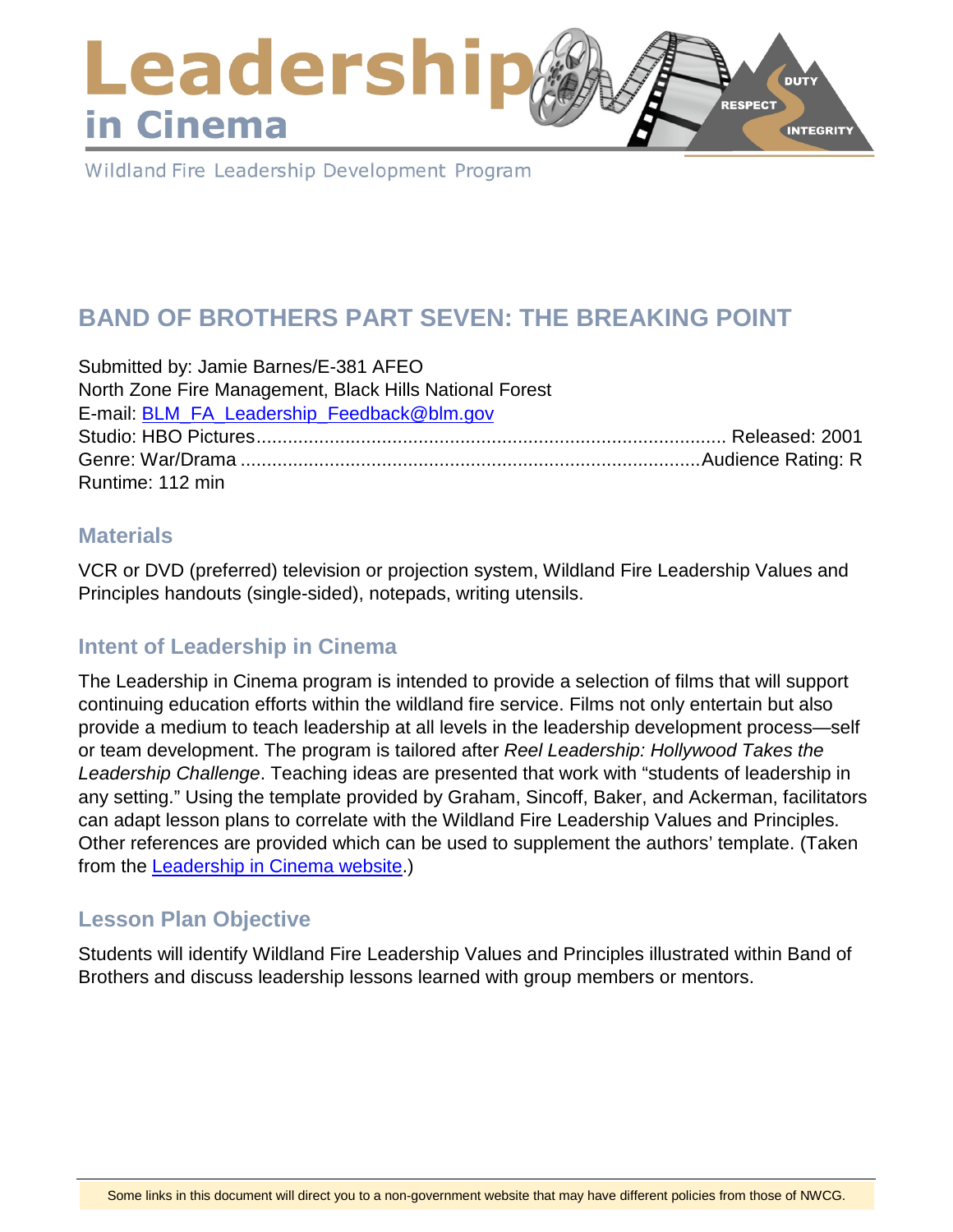# Leadership in Cinema

Wildland Fire Leadership Development Program

## BAND OF BROTHERS PART SEVEN: THE BREAKING POINT

Submitted by: Jamie Barnes/E-381 AFEO
North Zone Fire Management, Black Hills National Forest
E-mail: [BLM_FA_Leadership_Feedback@blm.gov](mailto:BLM_FA_Leadership_Feedback@blm.gov)
Studio: HBO Pictures........................................................................................ Released: 2001
Genre: War/Drama .......................................................................................Audience Rating: R
Runtime: 112 min

### Materials

VCR or DVD (preferred) television or projection system, Wildland Fire Leadership Values and Principles handouts (single-sided), notepads, writing utensils.

### Intent of Leadership in Cinema

The Leadership in Cinema program is intended to provide a selection of films that will support continuing education efforts within the wildland fire service. Films not only entertain but also provide a medium to teach leadership at all levels in the leadership development process—self or team development. The program is tailored after *Reel Leadership: Hollywood Takes the Leadership Challenge*. Teaching ideas are presented that work with "students of leadership in any setting." Using the template provided by Graham, Sincoff, Baker, and Ackerman, facilitators can adapt lesson plans to correlate with the Wildland Fire Leadership Values and Principles. Other references are provided which can be used to supplement the authors' template. (Taken from the Leadership in Cinema website.)

### Lesson Plan Objective

Students will identify Wildland Fire Leadership Values and Principles illustrated within Band of Brothers and discuss leadership lessons learned with group members or mentors.

Some links in this document will direct you to a non-government website that may have different policies from those of NWCG.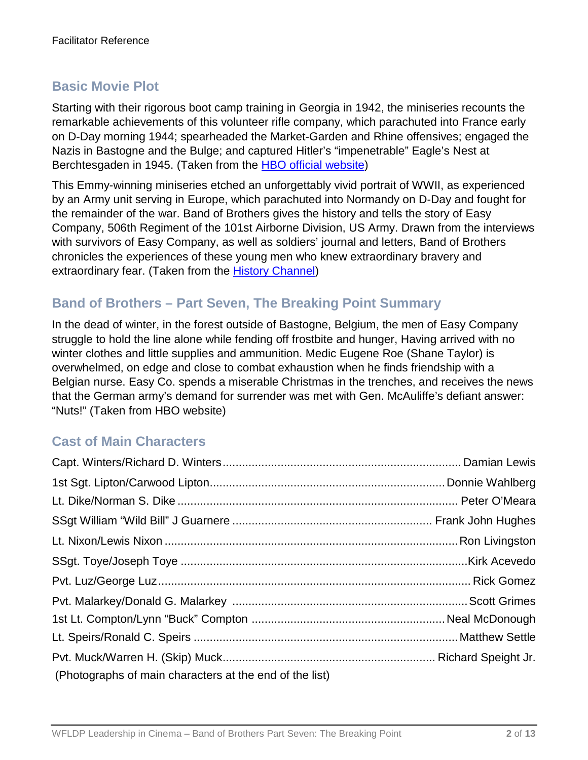## Basic Movie Plot

Starting with their rigorous boot camp training in Georgia in 1942, the miniseries recounts the remarkable achievements of this volunteer rifle company, which parachuted into France early on D-Day morning 1944; spearheaded the Market-Garden and Rhine offensives; engaged the Nazis in Bastogne and the Bulge; and captured Hitler's "impenetrable" Eagle's Nest at Berchtesgaden in 1945. (Taken from the [HBO official website](#))

This Emmy-winning miniseries etched an unforgettably vivid portrait of WWII, as experienced by an Army unit serving in Europe, which parachuted into Normandy on D-Day and fought for the remainder of the war. Band of Brothers gives the history and tells the story of Easy Company, 506th Regiment of the 101st Airborne Division, US Army. Drawn from the interviews with survivors of Easy Company, as well as soldiers' journal and letters, Band of Brothers chronicles the experiences of these young men who knew extraordinary bravery and extraordinary fear. (Taken from the [History Channel](#))

## Band of Brothers – Part Seven, The Breaking Point Summary

In the dead of winter, in the forest outside of Bastogne, Belgium, the men of Easy Company struggle to hold the line alone while fending off frostbite and hunger, Having arrived with no winter clothes and little supplies and ammunition. Medic Eugene Roe (Shane Taylor) is overwhelmed, on edge and close to combat exhaustion when he finds friendship with a Belgian nurse. Easy Co. spends a miserable Christmas in the trenches, and receives the news that the German army's demand for surrender was met with Gen. McAuliffe's defiant answer: "Nuts!" (Taken from HBO website)

## Cast of Main Characters

Capt. Winters/Richard D. Winters ........ Damian Lewis

1st Sgt. Lipton/Carwood Lipton ........ Donnie Wahlberg

Lt. Dike/Norman S. Dike ........ Peter O'Meara

SSgt William "Wild Bill" J Guarnere ........ Frank John Hughes

Lt. Nixon/Lewis Nixon ........ Ron Livingston

SSgt. Toye/Joseph Toye ........ Kirk Acevedo

Pvt. Luz/George Luz ........ Rick Gomez

Pvt. Malarkey/Donald G. Malarkey ........ Scott Grimes

1st Lt. Compton/Lynn "Buck" Compton ........ Neal McDonough

Lt. Speirs/Ronald C. Speirs ........ Matthew Settle

Pvt. Muck/Warren H. (Skip) Muck ........ Richard Speight Jr.

(Photographs of main characters at the end of the list)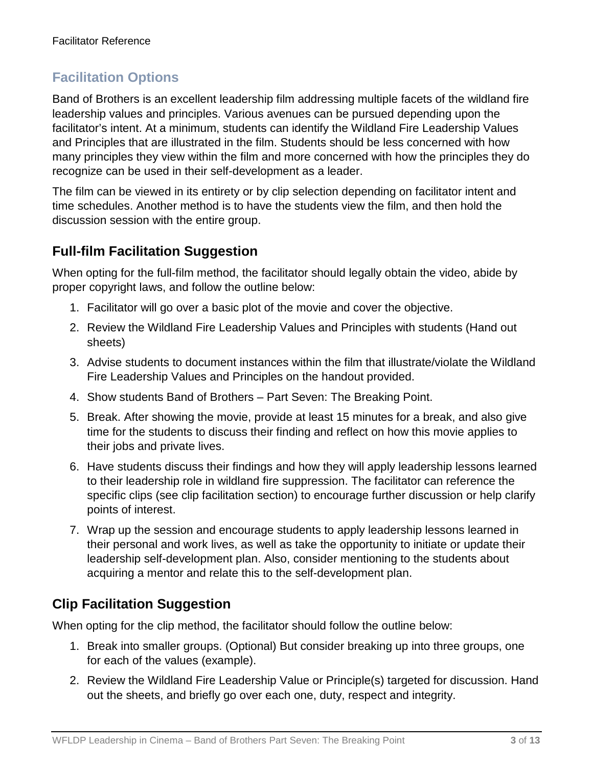## Facilitation Options

Band of Brothers is an excellent leadership film addressing multiple facets of the wildland fire leadership values and principles. Various avenues can be pursued depending upon the facilitator's intent. At a minimum, students can identify the Wildland Fire Leadership Values and Principles that are illustrated in the film. Students should be less concerned with how many principles they view within the film and more concerned with how the principles they do recognize can be used in their self-development as a leader.

The film can be viewed in its entirety or by clip selection depending on facilitator intent and time schedules. Another method is to have the students view the film, and then hold the discussion session with the entire group.

### Full-film Facilitation Suggestion

When opting for the full-film method, the facilitator should legally obtain the video, abide by proper copyright laws, and follow the outline below:

1. Facilitator will go over a basic plot of the movie and cover the objective.
2. Review the Wildland Fire Leadership Values and Principles with students (Hand out sheets)
3. Advise students to document instances within the film that illustrate/violate the Wildland Fire Leadership Values and Principles on the handout provided.
4. Show students Band of Brothers – Part Seven: The Breaking Point.
5. Break. After showing the movie, provide at least 15 minutes for a break, and also give time for the students to discuss their finding and reflect on how this movie applies to their jobs and private lives.
6. Have students discuss their findings and how they will apply leadership lessons learned to their leadership role in wildland fire suppression. The facilitator can reference the specific clips (see clip facilitation section) to encourage further discussion or help clarify points of interest.
7. Wrap up the session and encourage students to apply leadership lessons learned in their personal and work lives, as well as take the opportunity to initiate or update their leadership self-development plan. Also, consider mentioning to the students about acquiring a mentor and relate this to the self-development plan.

### Clip Facilitation Suggestion

When opting for the clip method, the facilitator should follow the outline below:

1. Break into smaller groups. (Optional) But consider breaking up into three groups, one for each of the values (example).
2. Review the Wildland Fire Leadership Value or Principle(s) targeted for discussion. Hand out the sheets, and briefly go over each one, duty, respect and integrity.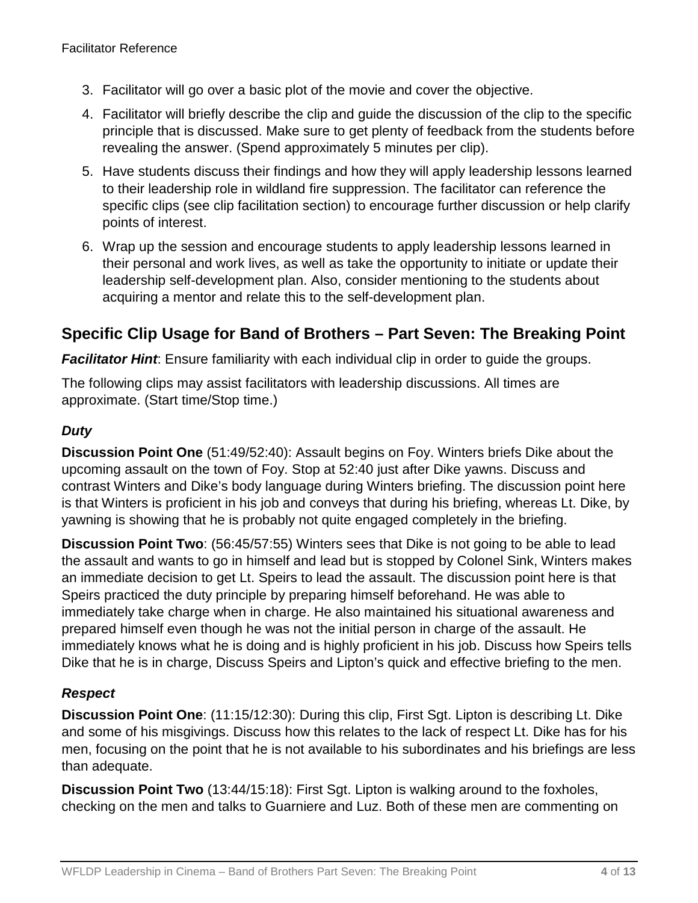3. Facilitator will go over a basic plot of the movie and cover the objective.
4. Facilitator will briefly describe the clip and guide the discussion of the clip to the specific principle that is discussed. Make sure to get plenty of feedback from the students before revealing the answer. (Spend approximately 5 minutes per clip).
5. Have students discuss their findings and how they will apply leadership lessons learned to their leadership role in wildland fire suppression. The facilitator can reference the specific clips (see clip facilitation section) to encourage further discussion or help clarify points of interest.
6. Wrap up the session and encourage students to apply leadership lessons learned in their personal and work lives, as well as take the opportunity to initiate or update their leadership self-development plan. Also, consider mentioning to the students about acquiring a mentor and relate this to the self-development plan.

## Specific Clip Usage for Band of Brothers – Part Seven: The Breaking Point

***Facilitator Hint***: Ensure familiarity with each individual clip in order to guide the groups.

The following clips may assist facilitators with leadership discussions. All times are approximate. (Start time/Stop time.)

### *Duty*

**Discussion Point One** (51:49/52:40): Assault begins on Foy. Winters briefs Dike about the upcoming assault on the town of Foy. Stop at 52:40 just after Dike yawns. Discuss and contrast Winters and Dike's body language during Winters briefing. The discussion point here is that Winters is proficient in his job and conveys that during his briefing, whereas Lt. Dike, by yawning is showing that he is probably not quite engaged completely in the briefing.

**Discussion Point Two**: (56:45/57:55) Winters sees that Dike is not going to be able to lead the assault and wants to go in himself and lead but is stopped by Colonel Sink, Winters makes an immediate decision to get Lt. Speirs to lead the assault. The discussion point here is that Speirs practiced the duty principle by preparing himself beforehand. He was able to immediately take charge when in charge. He also maintained his situational awareness and prepared himself even though he was not the initial person in charge of the assault. He immediately knows what he is doing and is highly proficient in his job. Discuss how Speirs tells Dike that he is in charge, Discuss Speirs and Lipton's quick and effective briefing to the men.

### *Respect*

**Discussion Point One**: (11:15/12:30): During this clip, First Sgt. Lipton is describing Lt. Dike and some of his misgivings. Discuss how this relates to the lack of respect Lt. Dike has for his men, focusing on the point that he is not available to his subordinates and his briefings are less than adequate.

**Discussion Point Two** (13:44/15:18): First Sgt. Lipton is walking around to the foxholes, checking on the men and talks to Guarniere and Luz. Both of these men are commenting on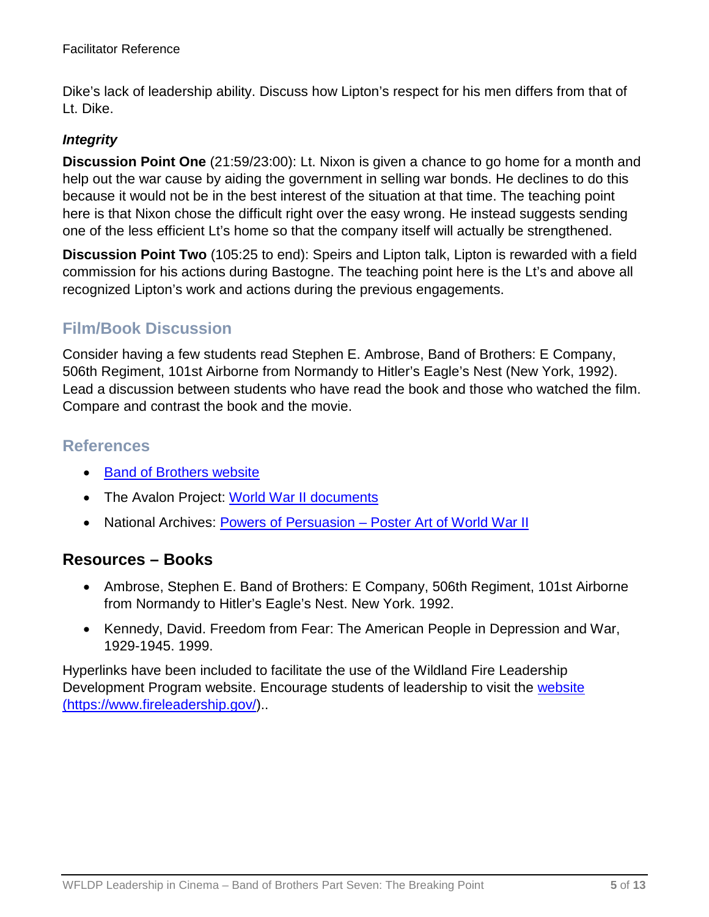Dike's lack of leadership ability. Discuss how Lipton's respect for his men differs from that of Lt. Dike.

***Integrity***

**Discussion Point One** (21:59/23:00): Lt. Nixon is given a chance to go home for a month and help out the war cause by aiding the government in selling war bonds. He declines to do this because it would not be in the best interest of the situation at that time. The teaching point here is that Nixon chose the difficult right over the easy wrong. He instead suggests sending one of the less efficient Lt's home so that the company itself will actually be strengthened.

**Discussion Point Two** (105:25 to end): Speirs and Lipton talk, Lipton is rewarded with a field commission for his actions during Bastogne. The teaching point here is the Lt's and above all recognized Lipton's work and actions during the previous engagements.

## Film/Book Discussion

Consider having a few students read Stephen E. Ambrose, Band of Brothers: E Company, 506th Regiment, 101st Airborne from Normandy to Hitler's Eagle's Nest (New York, 1992). Lead a discussion between students who have read the book and those who watched the film. Compare and contrast the book and the movie.

## References

- Band of Brothers website
- The Avalon Project: World War II documents
- National Archives: Powers of Persuasion – Poster Art of World War II

## Resources – Books

- Ambrose, Stephen E. Band of Brothers: E Company, 506th Regiment, 101st Airborne from Normandy to Hitler's Eagle's Nest. New York. 1992.
- Kennedy, David. Freedom from Fear: The American People in Depression and War, 1929-1945. 1999.

Hyperlinks have been included to facilitate the use of the Wildland Fire Leadership Development Program website. Encourage students of leadership to visit the website (https://www.fireleadership.gov/)..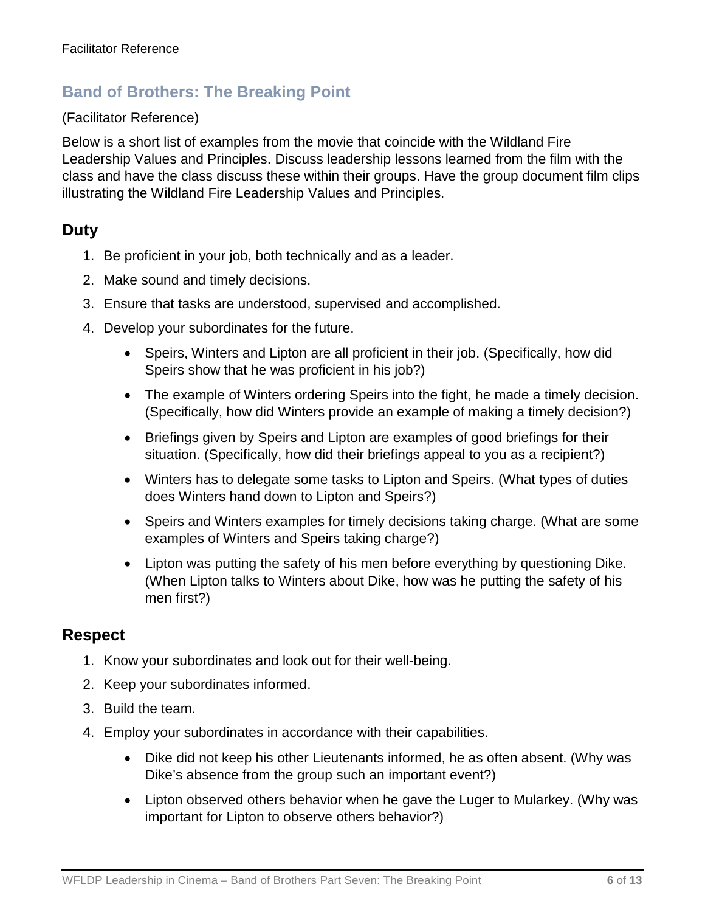## Band of Brothers: The Breaking Point

(Facilitator Reference)

Below is a short list of examples from the movie that coincide with the Wildland Fire Leadership Values and Principles. Discuss leadership lessons learned from the film with the class and have the class discuss these within their groups. Have the group document film clips illustrating the Wildland Fire Leadership Values and Principles.

### Duty

1. Be proficient in your job, both technically and as a leader.
2. Make sound and timely decisions.
3. Ensure that tasks are understood, supervised and accomplished.
4. Develop your subordinates for the future.
    - Speirs, Winters and Lipton are all proficient in their job. (Specifically, how did Speirs show that he was proficient in his job?)
    - The example of Winters ordering Speirs into the fight, he made a timely decision. (Specifically, how did Winters provide an example of making a timely decision?)
    - Briefings given by Speirs and Lipton are examples of good briefings for their situation. (Specifically, how did their briefings appeal to you as a recipient?)
    - Winters has to delegate some tasks to Lipton and Speirs. (What types of duties does Winters hand down to Lipton and Speirs?)
    - Speirs and Winters examples for timely decisions taking charge. (What are some examples of Winters and Speirs taking charge?)
    - Lipton was putting the safety of his men before everything by questioning Dike. (When Lipton talks to Winters about Dike, how was he putting the safety of his men first?)

### Respect

1. Know your subordinates and look out for their well-being.
2. Keep your subordinates informed.
3. Build the team.
4. Employ your subordinates in accordance with their capabilities.
    - Dike did not keep his other Lieutenants informed, he as often absent. (Why was Dike's absence from the group such an important event?)
    - Lipton observed others behavior when he gave the Luger to Mularkey. (Why was important for Lipton to observe others behavior?)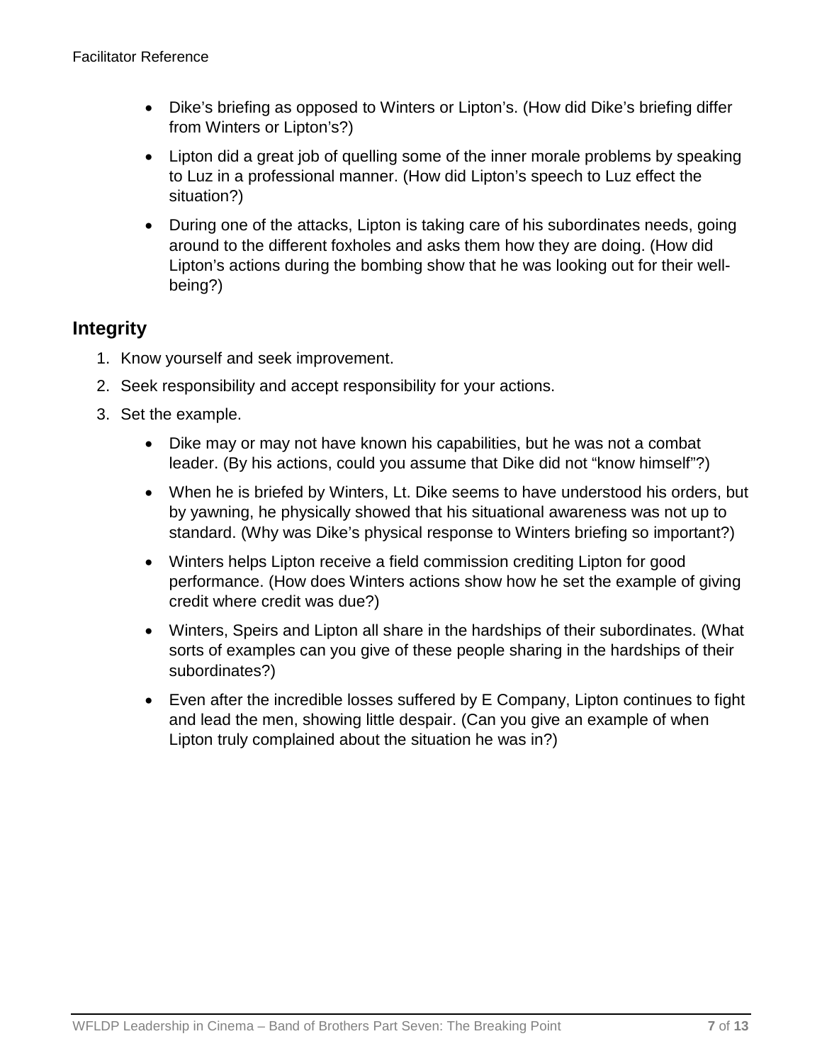- Dike's briefing as opposed to Winters or Lipton's. (How did Dike's briefing differ from Winters or Lipton's?)
- Lipton did a great job of quelling some of the inner morale problems by speaking to Luz in a professional manner. (How did Lipton's speech to Luz effect the situation?)
- During one of the attacks, Lipton is taking care of his subordinates needs, going around to the different foxholes and asks them how they are doing. (How did Lipton's actions during the bombing show that he was looking out for their well-being?)

## Integrity

1. Know yourself and seek improvement.
2. Seek responsibility and accept responsibility for your actions.
3. Set the example.

- Dike may or may not have known his capabilities, but he was not a combat leader. (By his actions, could you assume that Dike did not "know himself"?)
- When he is briefed by Winters, Lt. Dike seems to have understood his orders, but by yawning, he physically showed that his situational awareness was not up to standard. (Why was Dike's physical response to Winters briefing so important?)
- Winters helps Lipton receive a field commission crediting Lipton for good performance. (How does Winters actions show how he set the example of giving credit where credit was due?)
- Winters, Speirs and Lipton all share in the hardships of their subordinates. (What sorts of examples can you give of these people sharing in the hardships of their subordinates?)
- Even after the incredible losses suffered by E Company, Lipton continues to fight and lead the men, showing little despair. (Can you give an example of when Lipton truly complained about the situation he was in?)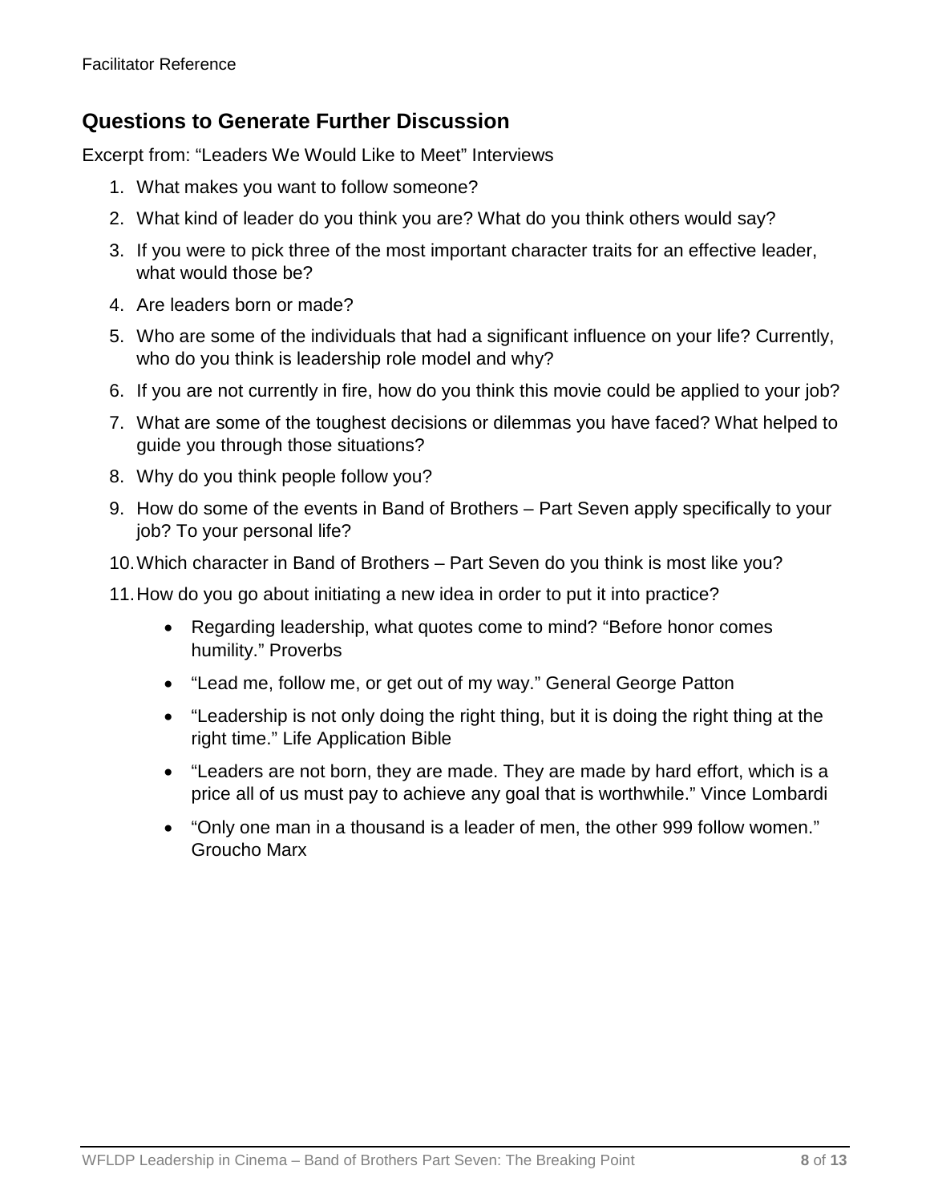Facilitator Reference

## Questions to Generate Further Discussion

Excerpt from: "Leaders We Would Like to Meet" Interviews

1. What makes you want to follow someone?
2. What kind of leader do you think you are? What do you think others would say?
3. If you were to pick three of the most important character traits for an effective leader, what would those be?
4. Are leaders born or made?
5. Who are some of the individuals that had a significant influence on your life? Currently, who do you think is leadership role model and why?
6. If you are not currently in fire, how do you think this movie could be applied to your job?
7. What are some of the toughest decisions or dilemmas you have faced? What helped to guide you through those situations?
8. Why do you think people follow you?
9. How do some of the events in Band of Brothers – Part Seven apply specifically to your job? To your personal life?
10. Which character in Band of Brothers – Part Seven do you think is most like you?
11. How do you go about initiating a new idea in order to put it into practice?
    - Regarding leadership, what quotes come to mind? "Before honor comes humility." Proverbs
    - "Lead me, follow me, or get out of my way." General George Patton
    - "Leadership is not only doing the right thing, but it is doing the right thing at the right time." Life Application Bible
    - "Leaders are not born, they are made. They are made by hard effort, which is a price all of us must pay to achieve any goal that is worthwhile." Vince Lombardi
    - "Only one man in a thousand is a leader of men, the other 999 follow women." Groucho Marx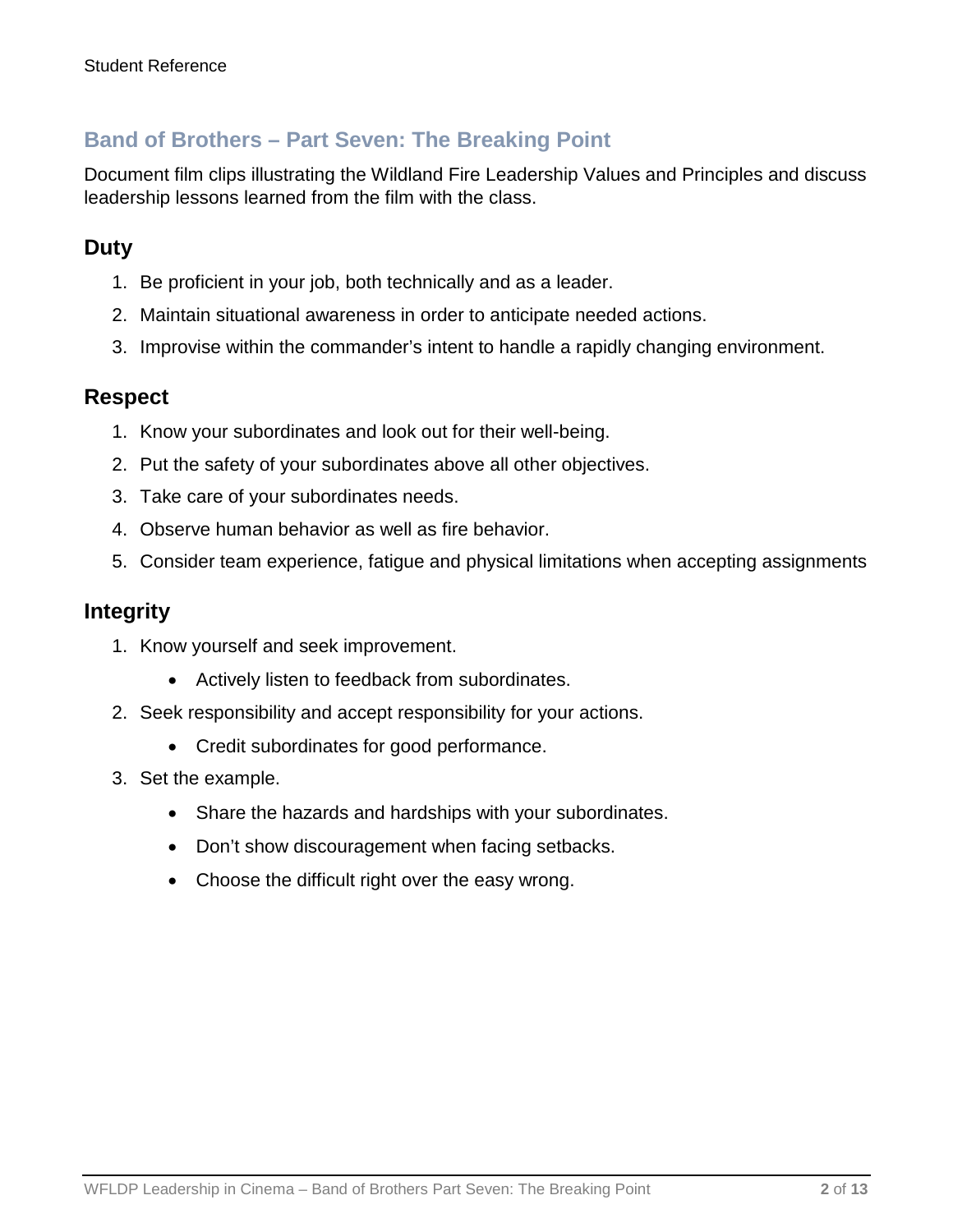## Band of Brothers – Part Seven: The Breaking Point

Document film clips illustrating the Wildland Fire Leadership Values and Principles and discuss leadership lessons learned from the film with the class.

### Duty

1. Be proficient in your job, both technically and as a leader.
2. Maintain situational awareness in order to anticipate needed actions.
3. Improvise within the commander's intent to handle a rapidly changing environment.

### Respect

1. Know your subordinates and look out for their well-being.
2. Put the safety of your subordinates above all other objectives.
3. Take care of your subordinates needs.
4. Observe human behavior as well as fire behavior.
5. Consider team experience, fatigue and physical limitations when accepting assignments

### Integrity

1. Know yourself and seek improvement.
   - Actively listen to feedback from subordinates.
2. Seek responsibility and accept responsibility for your actions.
   - Credit subordinates for good performance.
3. Set the example.
   - Share the hazards and hardships with your subordinates.
   - Don't show discouragement when facing setbacks.
   - Choose the difficult right over the easy wrong.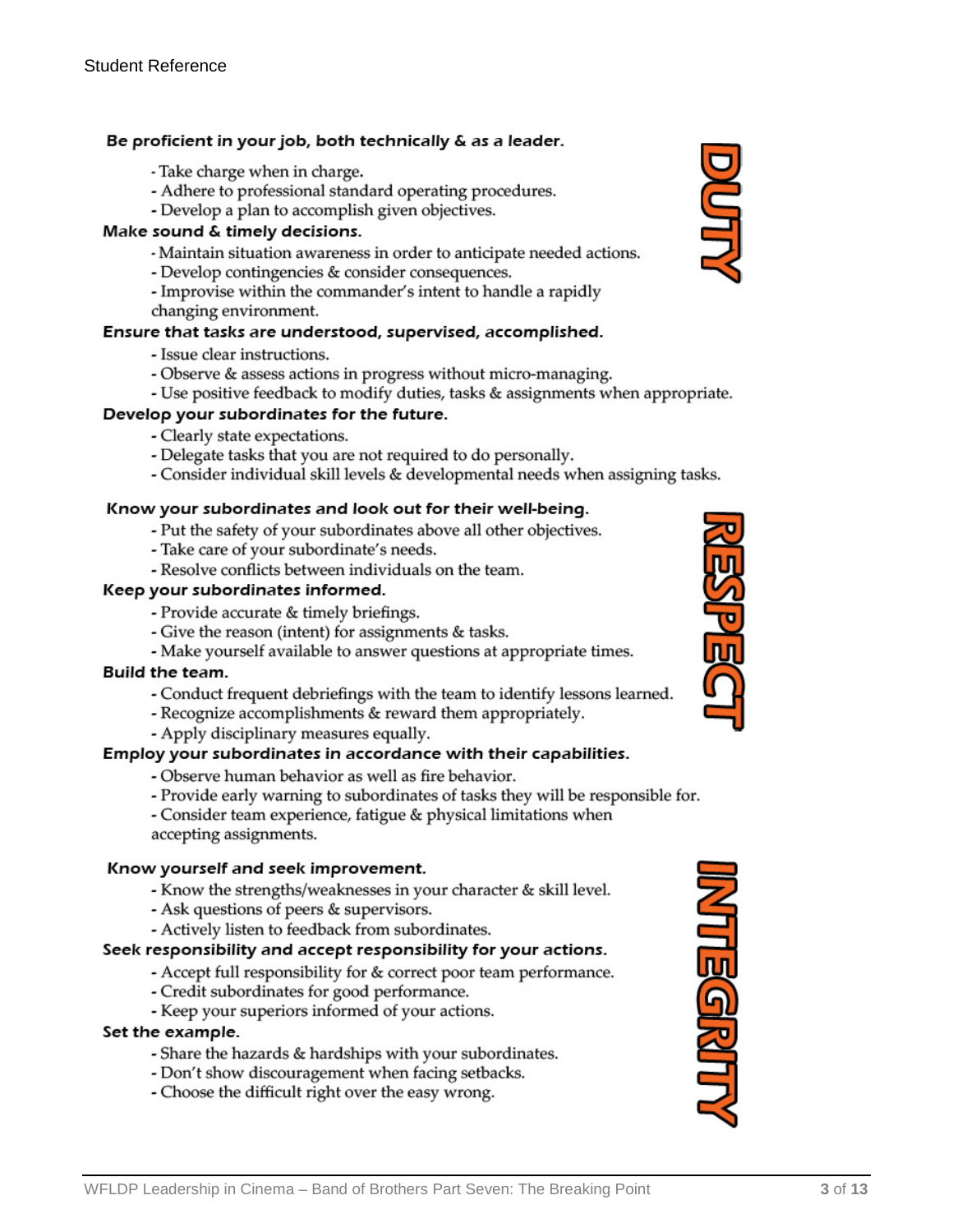Student Reference

## DUTY

**Be proficient in your job, both technically & as a leader.**

- Take charge when in charge.
- Adhere to professional standard operating procedures.
- Develop a plan to accomplish given objectives.

**Make sound & timely decisions.**

- Maintain situation awareness in order to anticipate needed actions.
- Develop contingencies & consider consequences.
- Improvise within the commander's intent to handle a rapidly changing environment.

**Ensure that tasks are understood, supervised, accomplished.**

- Issue clear instructions.
- Observe & assess actions in progress without micro-managing.
- Use positive feedback to modify duties, tasks & assignments when appropriate.

**Develop your subordinates for the future.**

- Clearly state expectations.
- Delegate tasks that you are not required to do personally.
- Consider individual skill levels & developmental needs when assigning tasks.

## RESPECT

**Know your subordinates and look out for their well-being.**

- Put the safety of your subordinates above all other objectives.
- Take care of your subordinate's needs.
- Resolve conflicts between individuals on the team.

**Keep your subordinates informed.**

- Provide accurate & timely briefings.
- Give the reason (intent) for assignments & tasks.
- Make yourself available to answer questions at appropriate times.

**Build the team.**

- Conduct frequent debriefings with the team to identify lessons learned.
- Recognize accomplishments & reward them appropriately.
- Apply disciplinary measures equally.

**Employ your subordinates in accordance with their capabilities.**

- Observe human behavior as well as fire behavior.
- Provide early warning to subordinates of tasks they will be responsible for.
- Consider team experience, fatigue & physical limitations when accepting assignments.

## INTEGRITY

**Know yourself and seek improvement.**

- Know the strengths/weaknesses in your character & skill level.
- Ask questions of peers & supervisors.
- Actively listen to feedback from subordinates.

**Seek responsibility and accept responsibility for your actions.**

- Accept full responsibility for & correct poor team performance.
- Credit subordinates for good performance.
- Keep your superiors informed of your actions.

**Set the example.**

- Share the hazards & hardships with your subordinates.
- Don't show discouragement when facing setbacks.
- Choose the difficult right over the easy wrong.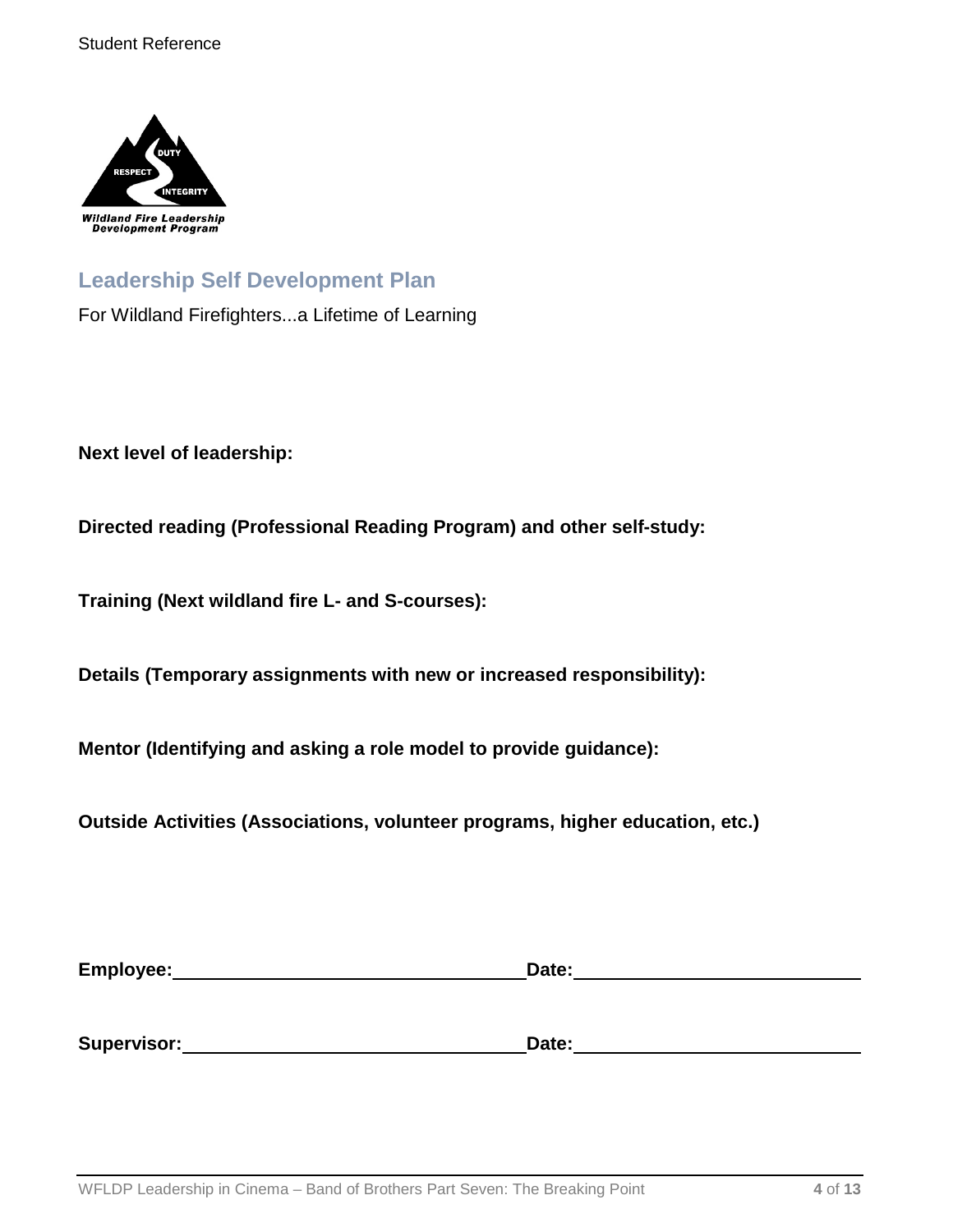## Leadership Self Development Plan

For Wildland Firefighters...a Lifetime of Learning

**Next level of leadership:**

**Directed reading (Professional Reading Program) and other self-study:**

**Training (Next wildland fire L- and S-courses):**

**Details (Temporary assignments with new or increased responsibility):**

**Mentor (Identifying and asking a role model to provide guidance):**

**Outside Activities (Associations, volunteer programs, higher education, etc.)**

**Employee:** ______________________ **Date:** ______________________

**Supervisor:** ______________________ **Date:** ______________________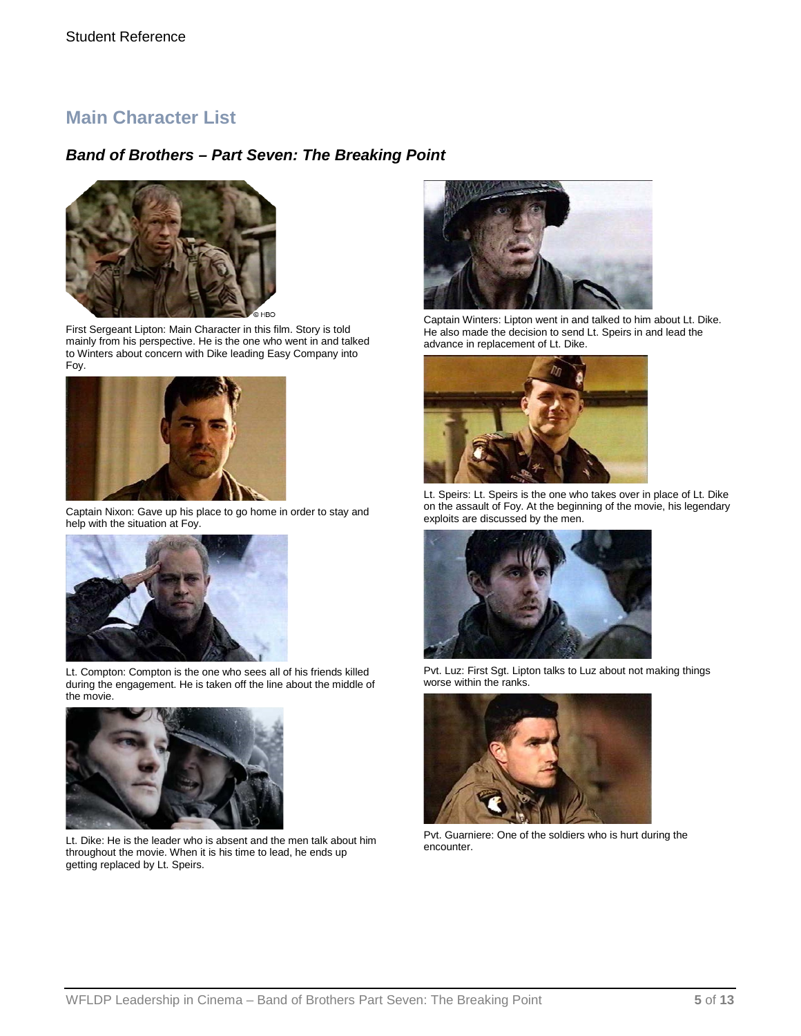## Main Character List

### *Band of Brothers – Part Seven: The Breaking Point*

First Sergeant Lipton: Main Character in this film. Story is told mainly from his perspective. He is the one who went in and talked to Winters about concern with Dike leading Easy Company into Foy.

Captain Nixon: Gave up his place to go home in order to stay and help with the situation at Foy.

Lt. Compton: Compton is the one who sees all of his friends killed during the engagement. He is taken off the line about the middle of the movie.

Lt. Dike: He is the leader who is absent and the men talk about him throughout the movie. When it is his time to lead, he ends up getting replaced by Lt. Speirs.

Captain Winters: Lipton went in and talked to him about Lt. Dike. He also made the decision to send Lt. Speirs in and lead the advance in replacement of Lt. Dike.

Lt. Speirs: Lt. Speirs is the one who takes over in place of Lt. Dike on the assault of Foy. At the beginning of the movie, his legendary exploits are discussed by the men.

Pvt. Luz: First Sgt. Lipton talks to Luz about not making things worse within the ranks.

Pvt. Guarniere: One of the soldiers who is hurt during the encounter.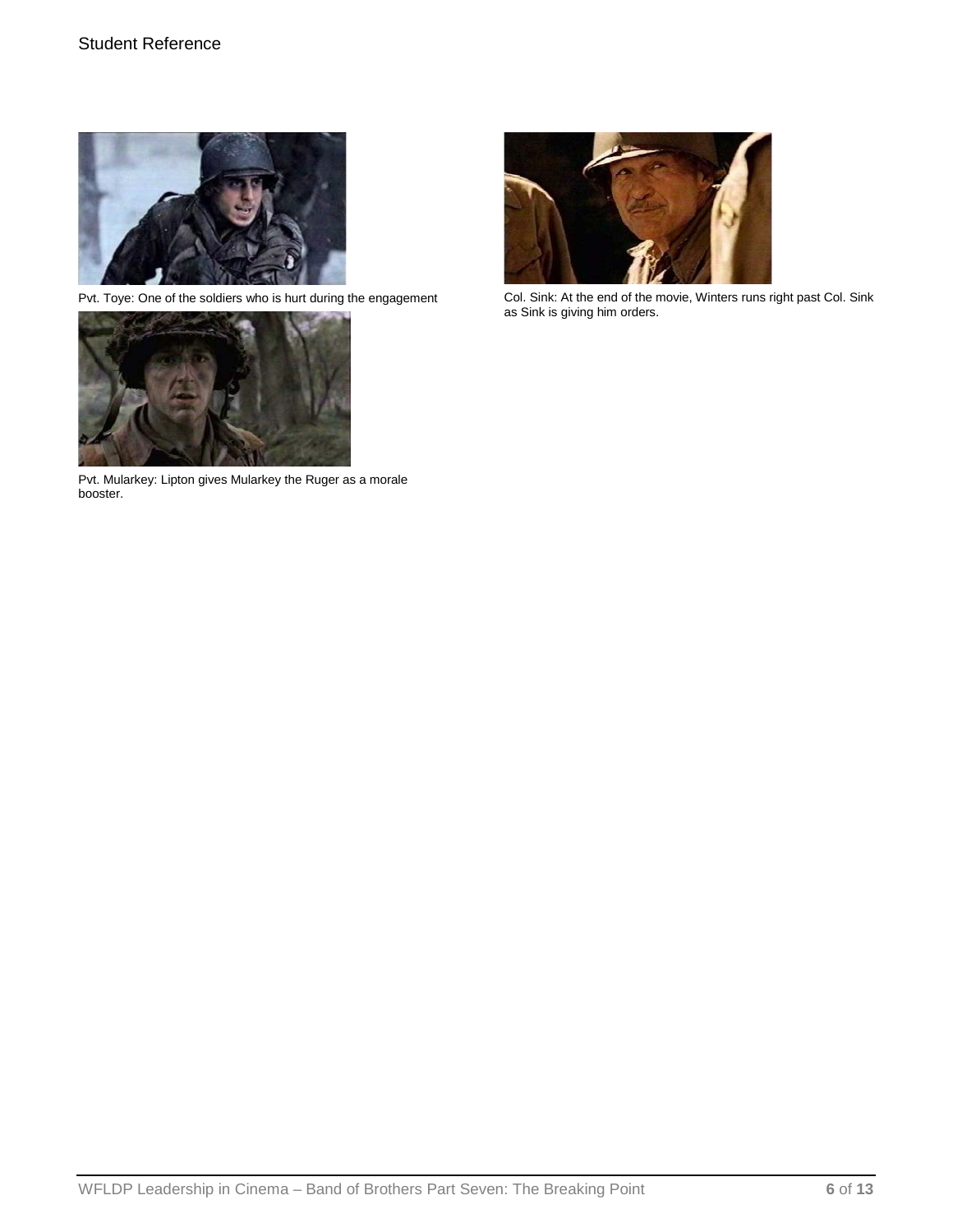Pvt. Toye: One of the soldiers who is hurt during the engagement

Pvt. Mularkey: Lipton gives Mularkey the Ruger as a morale booster.

Col. Sink: At the end of the movie, Winters runs right past Col. Sink as Sink is giving him orders.